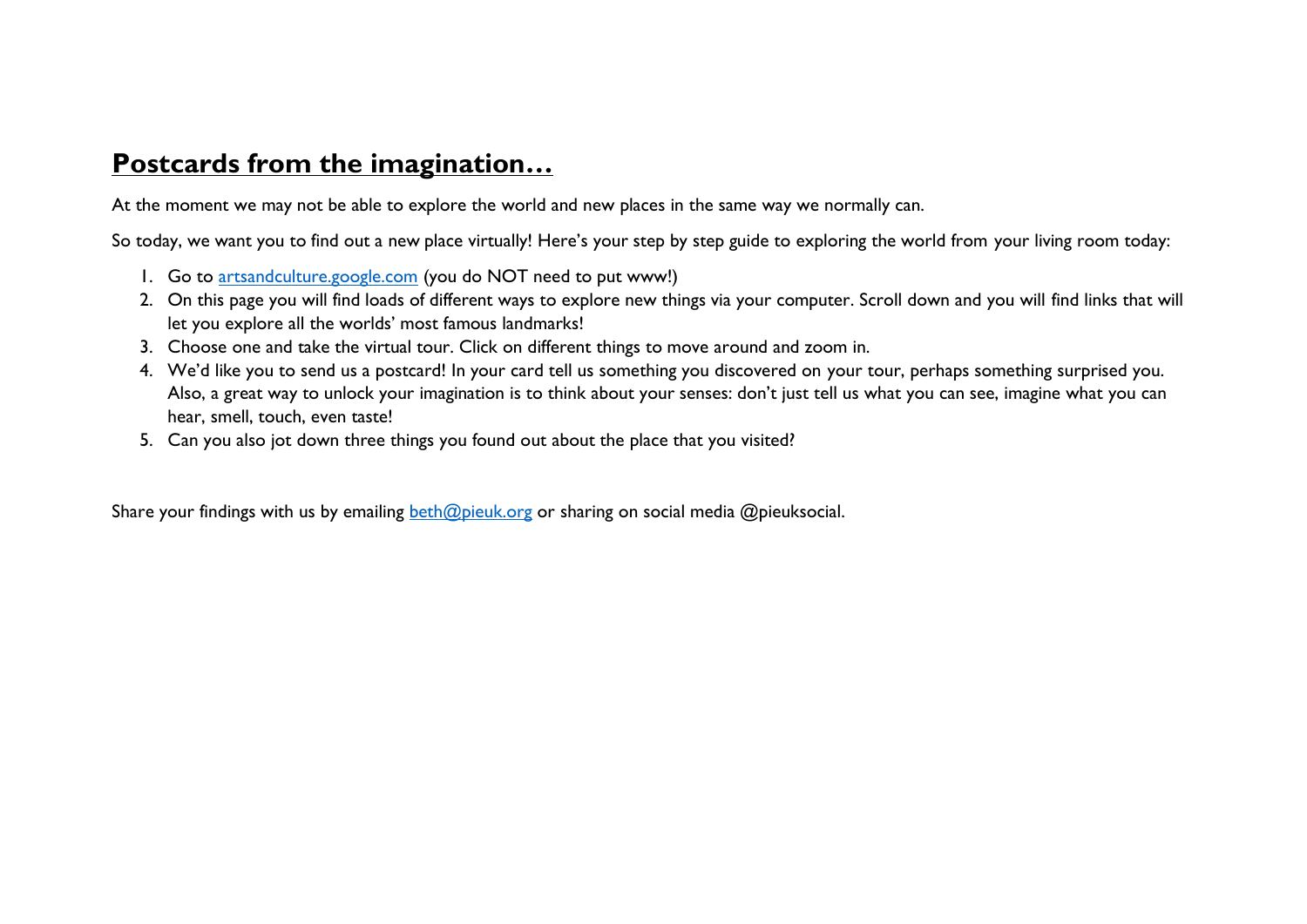# Postcards from the imagination…

At the moment we may not be able to explore the world and new places in the same way we normally can.

So today, we want you to find out a new place virtually! Here's your step by step guide to exploring the world from your living room today:

1. Go to [artsandculture.google.com](artsandculture.google.com) (you do NOT need to put www!)
2. On this page you will find loads of different ways to explore new things via your computer. Scroll down and you will find links that will let you explore all the worlds' most famous landmarks!
3. Choose one and take the virtual tour. Click on different things to move around and zoom in.
4. We'd like you to send us a postcard! In your card tell us something you discovered on your tour, perhaps something surprised you. Also, a great way to unlock your imagination is to think about your senses: don't just tell us what you can see, imagine what you can hear, smell, touch, even taste!
5. Can you also jot down three things you found out about the place that you visited?

Share your findings with us by emailing [beth@pieuk.org](mailto:beth@pieuk.org) or sharing on social media @pieuksocial.